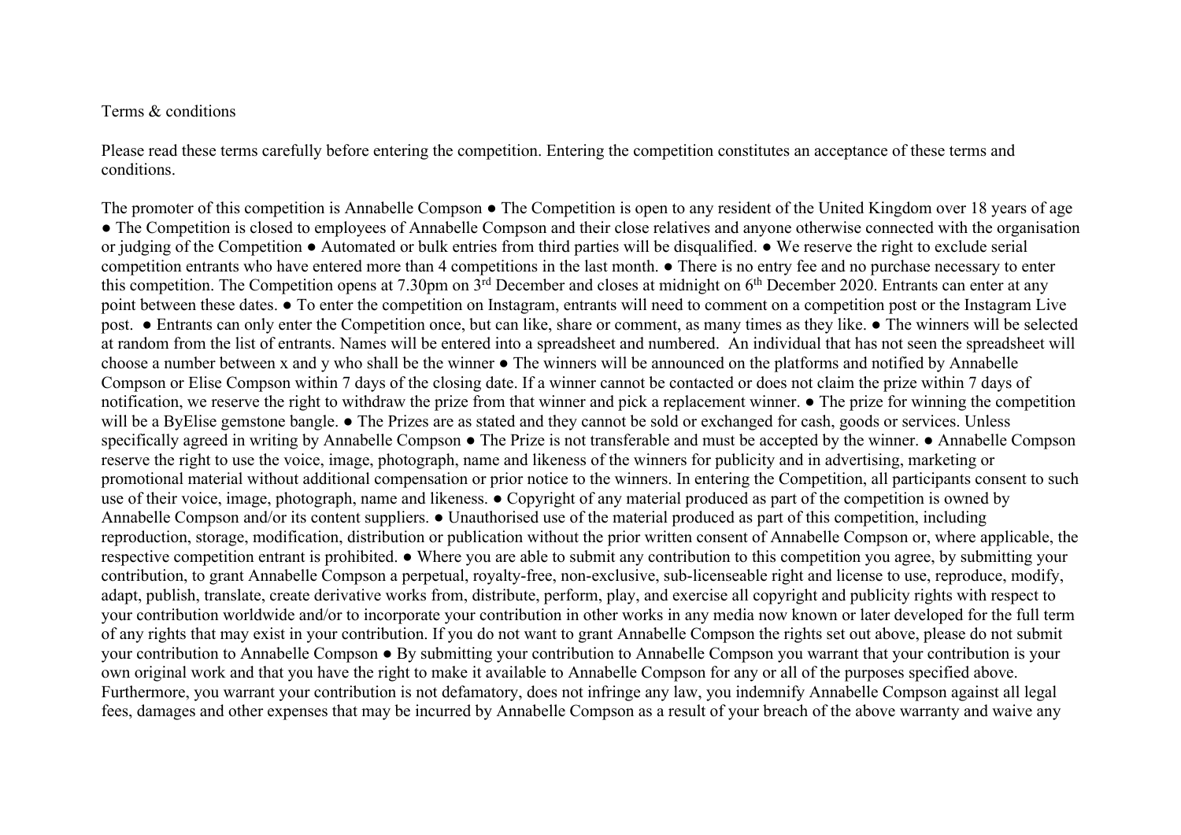Terms & conditions

Please read these terms carefully before entering the competition. Entering the competition constitutes an acceptance of these terms and conditions.

The promoter of this competition is Annabelle Compson ● The Competition is open to any resident of the United Kingdom over 18 years of age ● The Competition is closed to employees of Annabelle Compson and their close relatives and anyone otherwise connected with the organisation or judging of the Competition ● Automated or bulk entries from third parties will be disqualified. ● We reserve the right to exclude serial competition entrants who have entered more than 4 competitions in the last month. ● There is no entry fee and no purchase necessary to enter this competition. The Competition opens at 7.30pm on 3rd December and closes at midnight on 6th December 2020. Entrants can enter at any point between these dates. ● To enter the competition on Instagram, entrants will need to comment on a competition post or the Instagram Live post. ● Entrants can only enter the Competition once, but can like, share or comment, as many times as they like. ● The winners will be selected at random from the list of entrants. Names will be entered into a spreadsheet and numbered. An individual that has not seen the spreadsheet will choose a number between x and y who shall be the winner ● The winners will be announced on the platforms and notified by Annabelle Compson or Elise Compson within 7 days of the closing date. If a winner cannot be contacted or does not claim the prize within 7 days of notification, we reserve the right to withdraw the prize from that winner and pick a replacement winner. ● The prize for winning the competition will be a ByElise gemstone bangle. ● The Prizes are as stated and they cannot be sold or exchanged for cash, goods or services. Unless specifically agreed in writing by Annabelle Compson ● The Prize is not transferable and must be accepted by the winner. ● Annabelle Compson reserve the right to use the voice, image, photograph, name and likeness of the winners for publicity and in advertising, marketing or promotional material without additional compensation or prior notice to the winners. In entering the Competition, all participants consent to such use of their voice, image, photograph, name and likeness. ● Copyright of any material produced as part of the competition is owned by Annabelle Compson and/or its content suppliers. ● Unauthorised use of the material produced as part of this competition, including reproduction, storage, modification, distribution or publication without the prior written consent of Annabelle Compson or, where applicable, the respective competition entrant is prohibited. ● Where you are able to submit any contribution to this competition you agree, by submitting your contribution, to grant Annabelle Compson a perpetual, royalty-free, non-exclusive, sub-licenseable right and license to use, reproduce, modify, adapt, publish, translate, create derivative works from, distribute, perform, play, and exercise all copyright and publicity rights with respect to your contribution worldwide and/or to incorporate your contribution in other works in any media now known or later developed for the full term of any rights that may exist in your contribution. If you do not want to grant Annabelle Compson the rights set out above, please do not submit your contribution to Annabelle Compson ● By submitting your contribution to Annabelle Compson you warrant that your contribution is your own original work and that you have the right to make it available to Annabelle Compson for any or all of the purposes specified above. Furthermore, you warrant your contribution is not defamatory, does not infringe any law, you indemnify Annabelle Compson against all legal fees, damages and other expenses that may be incurred by Annabelle Compson as a result of your breach of the above warranty and waive any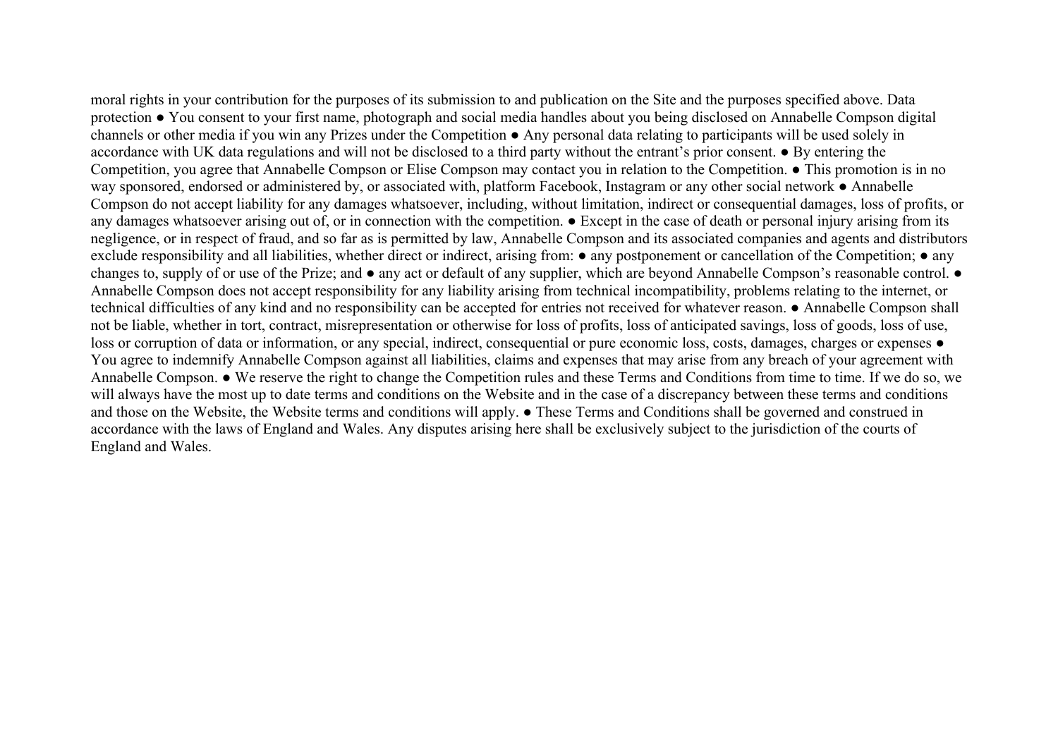moral rights in your contribution for the purposes of its submission to and publication on the Site and the purposes specified above. Data protection ● You consent to your first name, photograph and social media handles about you being disclosed on Annabelle Compson digital channels or other media if you win any Prizes under the Competition ● Any personal data relating to participants will be used solely in accordance with UK data regulations and will not be disclosed to a third party without the entrant's prior consent. ● By entering the Competition, you agree that Annabelle Compson or Elise Compson may contact you in relation to the Competition. ● This promotion is in no way sponsored, endorsed or administered by, or associated with, platform Facebook, Instagram or any other social network ● Annabelle Compson do not accept liability for any damages whatsoever, including, without limitation, indirect or consequential damages, loss of profits, or any damages whatsoever arising out of, or in connection with the competition. ● Except in the case of death or personal injury arising from its negligence, or in respect of fraud, and so far as is permitted by law, Annabelle Compson and its associated companies and agents and distributors exclude responsibility and all liabilities, whether direct or indirect, arising from: ● any postponement or cancellation of the Competition; ● any changes to, supply of or use of the Prize; and ● any act or default of any supplier, which are beyond Annabelle Compson's reasonable control. ● Annabelle Compson does not accept responsibility for any liability arising from technical incompatibility, problems relating to the internet, or technical difficulties of any kind and no responsibility can be accepted for entries not received for whatever reason. ● Annabelle Compson shall not be liable, whether in tort, contract, misrepresentation or otherwise for loss of profits, loss of anticipated savings, loss of goods, loss of use, loss or corruption of data or information, or any special, indirect, consequential or pure economic loss, costs, damages, charges or expenses ● You agree to indemnify Annabelle Compson against all liabilities, claims and expenses that may arise from any breach of your agreement with Annabelle Compson. ● We reserve the right to change the Competition rules and these Terms and Conditions from time to time. If we do so, we will always have the most up to date terms and conditions on the Website and in the case of a discrepancy between these terms and conditions and those on the Website, the Website terms and conditions will apply. ● These Terms and Conditions shall be governed and construed in accordance with the laws of England and Wales. Any disputes arising here shall be exclusively subject to the jurisdiction of the courts of England and Wales.